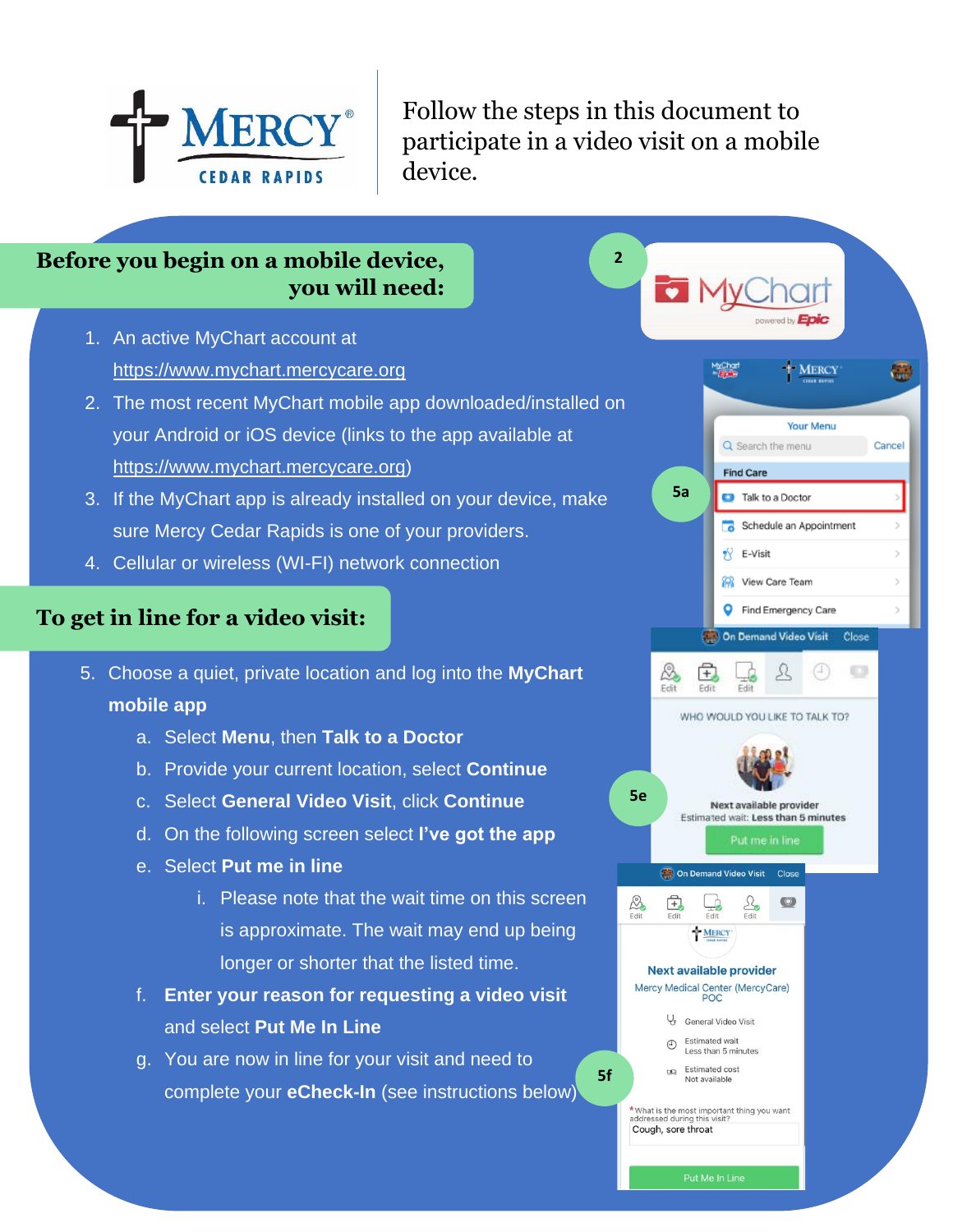Follow the steps in this document to participate in a video visit on a mobile device.

## Before you begin on a mobile device, you will need:

1. An active MyChart account at https://www.mychart.mercycare.org
2. The most recent MyChart mobile app downloaded/installed on your Android or iOS device (links to the app available at https://www.mychart.mercycare.org)
3. If the MyChart app is already installed on your device, make sure Mercy Cedar Rapids is one of your providers.
4. Cellular or wireless (WI-FI) network connection

## To get in line for a video visit:

5. Choose a quiet, private location and log into the **MyChart mobile app**
   a. Select **Menu**, then **Talk to a Doctor**
   b. Provide your current location, select **Continue**
   c. Select **General Video Visit**, click **Continue**
   d. On the following screen select **I've got the app**
   e. Select **Put me in line**
      i. Please note that the wait time on this screen is approximate. The wait may end up being longer or shorter that the listed time.
   f. **Enter your reason for requesting a video visit** and select **Put Me In Line**
   g. You are now in line for your visit and need to complete your **eCheck-In** (see instructions below)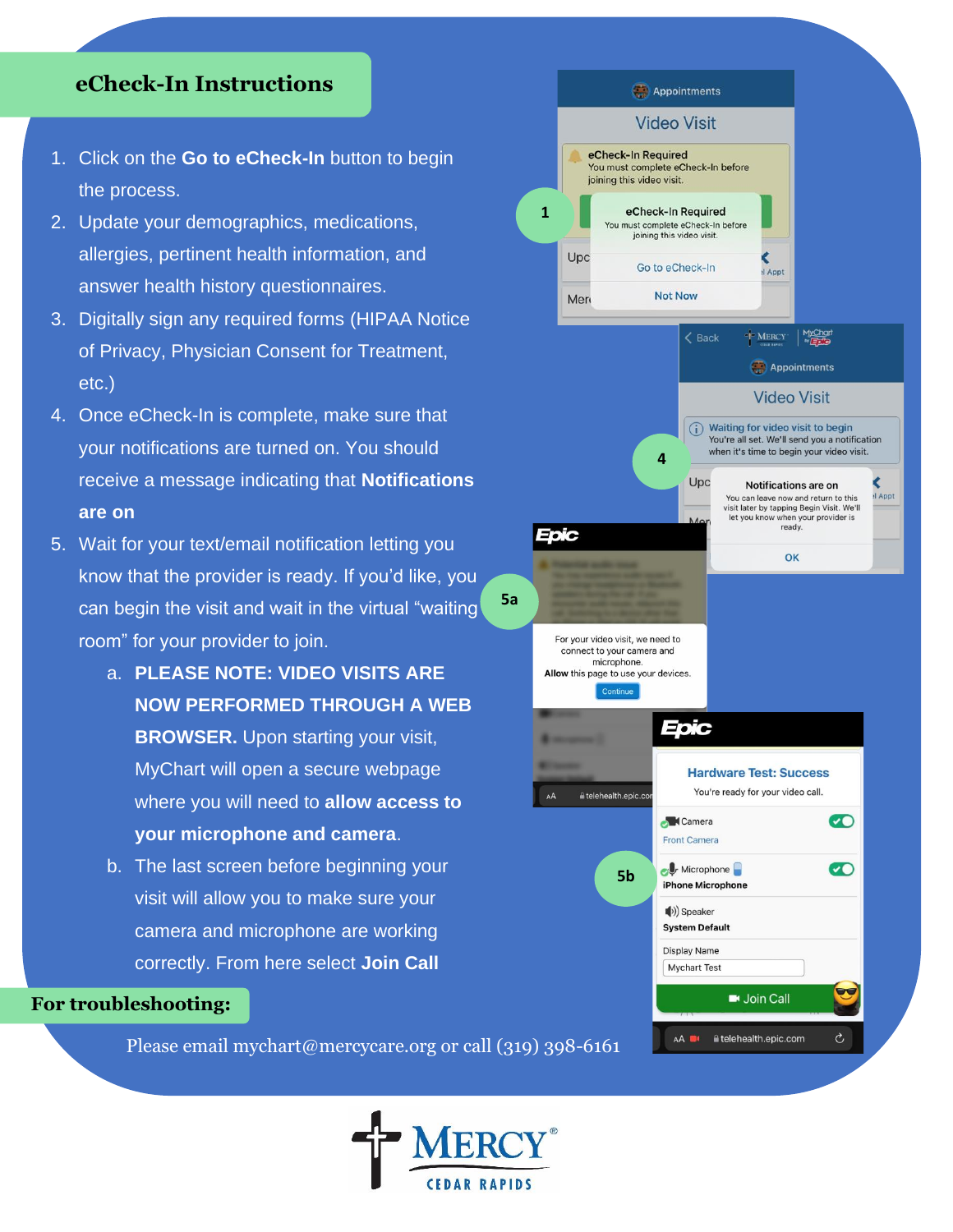# eCheck-In Instructions

1. Click on the **Go to eCheck-In** button to begin the process.
2. Update your demographics, medications, allergies, pertinent health information, and answer health history questionnaires.
3. Digitally sign any required forms (HIPAA Notice of Privacy, Physician Consent for Treatment, etc.)
4. Once eCheck-In is complete, make sure that your notifications are turned on. You should receive a message indicating that **Notifications are on**
5. Wait for your text/email notification letting you know that the provider is ready. If you'd like, you can begin the visit and wait in the virtual "waiting room" for your provider to join.
   a. **PLEASE NOTE: VIDEO VISITS ARE NOW PERFORMED THROUGH A WEB BROWSER.** Upon starting your visit, MyChart will open a secure webpage where you will need to **allow access to your microphone and camera**.
   b. The last screen before beginning your visit will allow you to make sure your camera and microphone are working correctly. From here select **Join Call**

1

Appointments

Video Visit

eCheck-In Required
You must complete eCheck-In before joining this video visit.

eCheck-In Required
You must complete eCheck-In before joining this video visit.

Go to eCheck-In

Not Now

4

Back

Appointments

Video Visit

Waiting for video visit to begin
You're all set. We'll send you a notification when it's time to begin your video visit.

Notifications are on
You can leave now and return to this visit later by tapping Begin Visit. We'll let you know when your provider is ready.

OK

5a

Epic

For your video visit, we need to connect to your camera and microphone.
**Allow** this page to use your devices.

Continue

telehealth.epic.com

5b

Epic

Hardware Test: Success
You're ready for your video call.

Camera
Front Camera

Microphone
iPhone Microphone

Speaker
System Default

Display Name
Mychart Test

Join Call

telehealth.epic.com

## For troubleshooting:

Please email mychart@mercycare.org or call (319) 398-6161

MERCY®
CEDAR RAPIDS